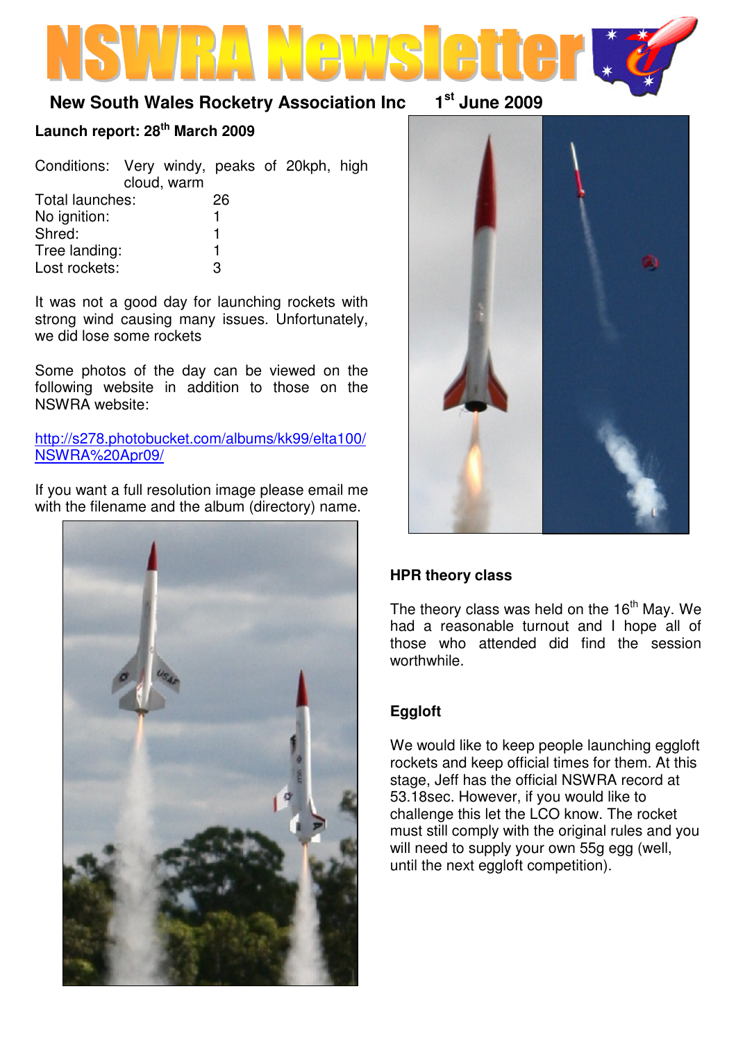# NSWRA Newsletter

**New South Wales Rocketry Association Inc** **1st June 2009**

## Launch report: 28th March 2009

| | |
|---|---|
| Conditions: | Very windy, peaks of 20kph, high cloud, warm |
| Total launches: | 26 |
| No ignition: | 1 |
| Shred: | 1 |
| Tree landing: | 1 |
| Lost rockets: | 3 |

It was not a good day for launching rockets with strong wind causing many issues. Unfortunately, we did lose some rockets

Some photos of the day can be viewed on the following website in addition to those on the NSWRA website:

http://s278.photobucket.com/albums/kk99/elta100/NSWRA%20Apr09/

If you want a full resolution image please email me with the filename and the album (directory) name.

## HPR theory class

The theory class was held on the 16th May. We had a reasonable turnout and I hope all of those who attended did find the session worthwhile.

## Eggloft

We would like to keep people launching eggloft rockets and keep official times for them. At this stage, Jeff has the official NSWRA record at 53.18sec. However, if you would like to challenge this let the LCO know. The rocket must still comply with the original rules and you will need to supply your own 55g egg (well, until the next eggloft competition).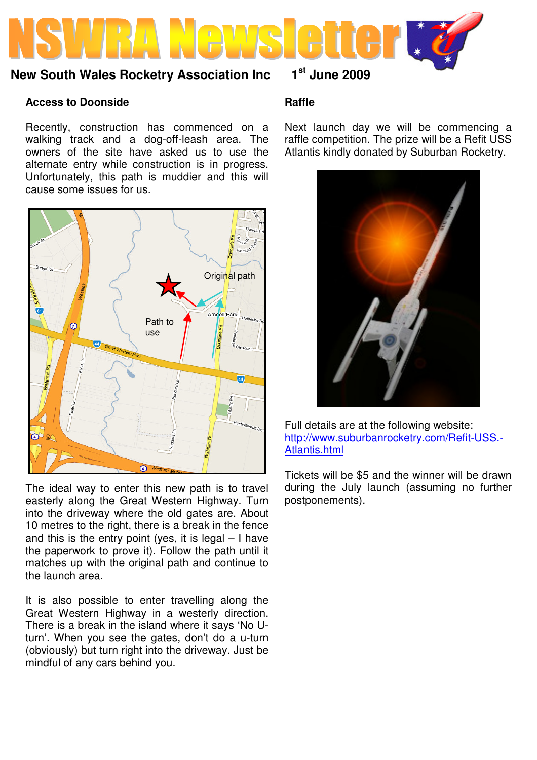# NSWRA Newsletter

**New South Wales Rocketry Association Inc** **1st June 2009**

### Access to Doonside

Recently, construction has commenced on a walking track and a dog-off-leash area. The owners of the site have asked us to use the alternate entry while construction is in progress. Unfortunately, this path is muddier and this will cause some issues for us.

The ideal way to enter this new path is to travel easterly along the Great Western Highway. Turn into the driveway where the old gates are. About 10 metres to the right, there is a break in the fence and this is the entry point (yes, it is legal – I have the paperwork to prove it). Follow the path until it matches up with the original path and continue to the launch area.

It is also possible to enter travelling along the Great Western Highway in a westerly direction. There is a break in the island where it says 'No U-turn'. When you see the gates, don't do a u-turn (obviously) but turn right into the driveway. Just be mindful of any cars behind you.

### Raffle

Next launch day we will be commencing a raffle competition. The prize will be a Refit USS Atlantis kindly donated by Suburban Rocketry.

Full details are at the following website: http://www.suburbanrocketry.com/Refit-USS.-Atlantis.html

Tickets will be $5 and the winner will be drawn during the July launch (assuming no further postponements).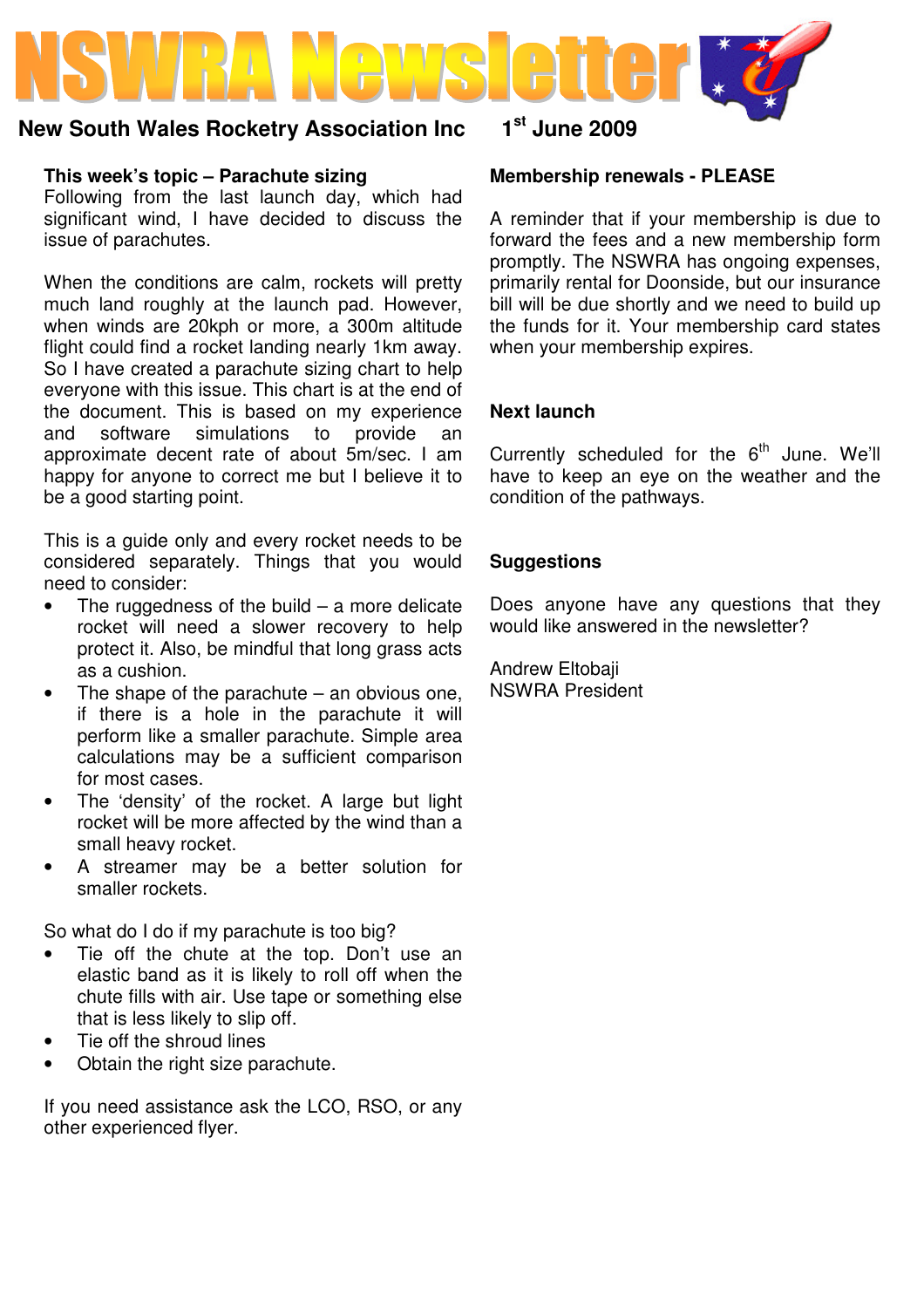# NSWRA Newsletter

**New South Wales Rocketry Association Inc** **1st June 2009**

### This week's topic – Parachute sizing

Following from the last launch day, which had significant wind, I have decided to discuss the issue of parachutes.

When the conditions are calm, rockets will pretty much land roughly at the launch pad. However, when winds are 20kph or more, a 300m altitude flight could find a rocket landing nearly 1km away. So I have created a parachute sizing chart to help everyone with this issue. This chart is at the end of the document. This is based on my experience and software simulations to provide an approximate decent rate of about 5m/sec. I am happy for anyone to correct me but I believe it to be a good starting point.

This is a guide only and every rocket needs to be considered separately. Things that you would need to consider:

- The ruggedness of the build – a more delicate rocket will need a slower recovery to help protect it. Also, be mindful that long grass acts as a cushion.
- The shape of the parachute – an obvious one, if there is a hole in the parachute it will perform like a smaller parachute. Simple area calculations may be a sufficient comparison for most cases.
- The 'density' of the rocket. A large but light rocket will be more affected by the wind than a small heavy rocket.
- A streamer may be a better solution for smaller rockets.

So what do I do if my parachute is too big?

- Tie off the chute at the top. Don't use an elastic band as it is likely to roll off when the chute fills with air. Use tape or something else that is less likely to slip off.
- Tie off the shroud lines
- Obtain the right size parachute.

If you need assistance ask the LCO, RSO, or any other experienced flyer.

### Membership renewals - PLEASE

A reminder that if your membership is due to forward the fees and a new membership form promptly. The NSWRA has ongoing expenses, primarily rental for Doonside, but our insurance bill will be due shortly and we need to build up the funds for it. Your membership card states when your membership expires.

### Next launch

Currently scheduled for the 6th June. We'll have to keep an eye on the weather and the condition of the pathways.

### Suggestions

Does anyone have any questions that they would like answered in the newsletter?

Andrew Eltobaji
NSWRA President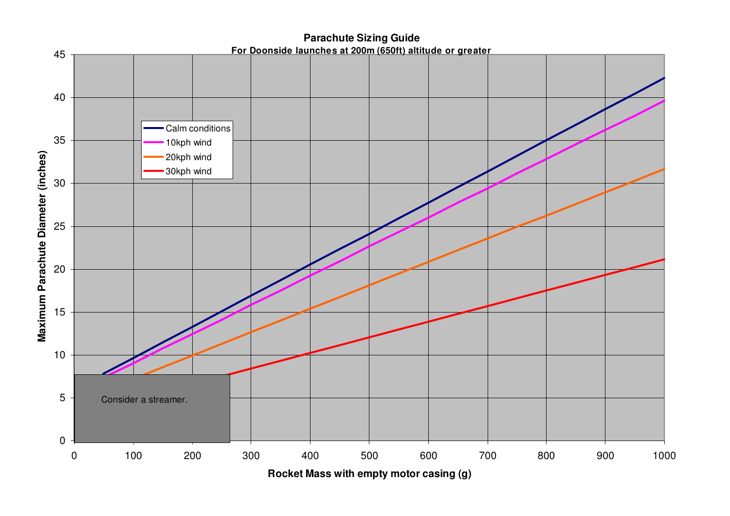Parachute Sizing Guide

For Doonside launches at 200m (650ft) altitude or greater

Calm conditions

10kph wind

20kph wind

30kph wind

Consider a streamer.

Maximum Parachute Diameter (inches)

0
5
10
15
20
25
30
35
40
45

0
100
200
300
400
500
600
700
800
900
1000

Rocket Mass with empty motor casing (g)